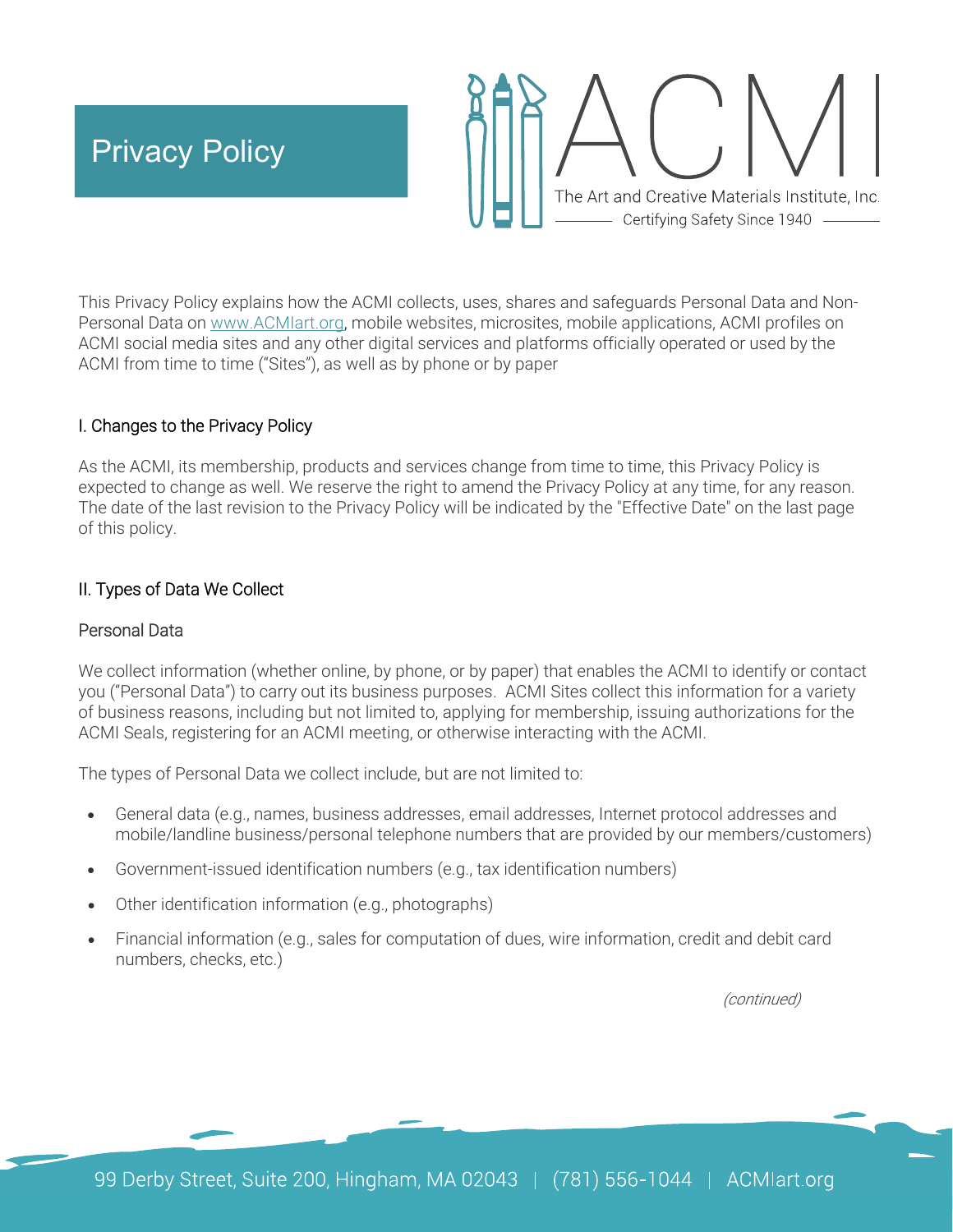# Privacy Policy

ACMI
The Art and Creative Materials Institute, Inc.
Certifying Safety Since 1940

This Privacy Policy explains how the ACMI collects, uses, shares and safeguards Personal Data and Non-Personal Data on [www.ACMIart.org](http://www.ACMIart.org), mobile websites, microsites, mobile applications, ACMI profiles on ACMI social media sites and any other digital services and platforms officially operated or used by the ACMI from time to time ("Sites"), as well as by phone or by paper

## I. Changes to the Privacy Policy

As the ACMI, its membership, products and services change from time to time, this Privacy Policy is expected to change as well. We reserve the right to amend the Privacy Policy at any time, for any reason. The date of the last revision to the Privacy Policy will be indicated by the "Effective Date" on the last page of this policy.

## II. Types of Data We Collect

### Personal Data

We collect information (whether online, by phone, or by paper) that enables the ACMI to identify or contact you ("Personal Data") to carry out its business purposes. ACMI Sites collect this information for a variety of business reasons, including but not limited to, applying for membership, issuing authorizations for the ACMI Seals, registering for an ACMI meeting, or otherwise interacting with the ACMI.

The types of Personal Data we collect include, but are not limited to:

- General data (e.g., names, business addresses, email addresses, Internet protocol addresses and mobile/landline business/personal telephone numbers that are provided by our members/customers)
- Government-issued identification numbers (e.g., tax identification numbers)
- Other identification information (e.g., photographs)
- Financial information (e.g., sales for computation of dues, wire information, credit and debit card numbers, checks, etc.)

*(continued)*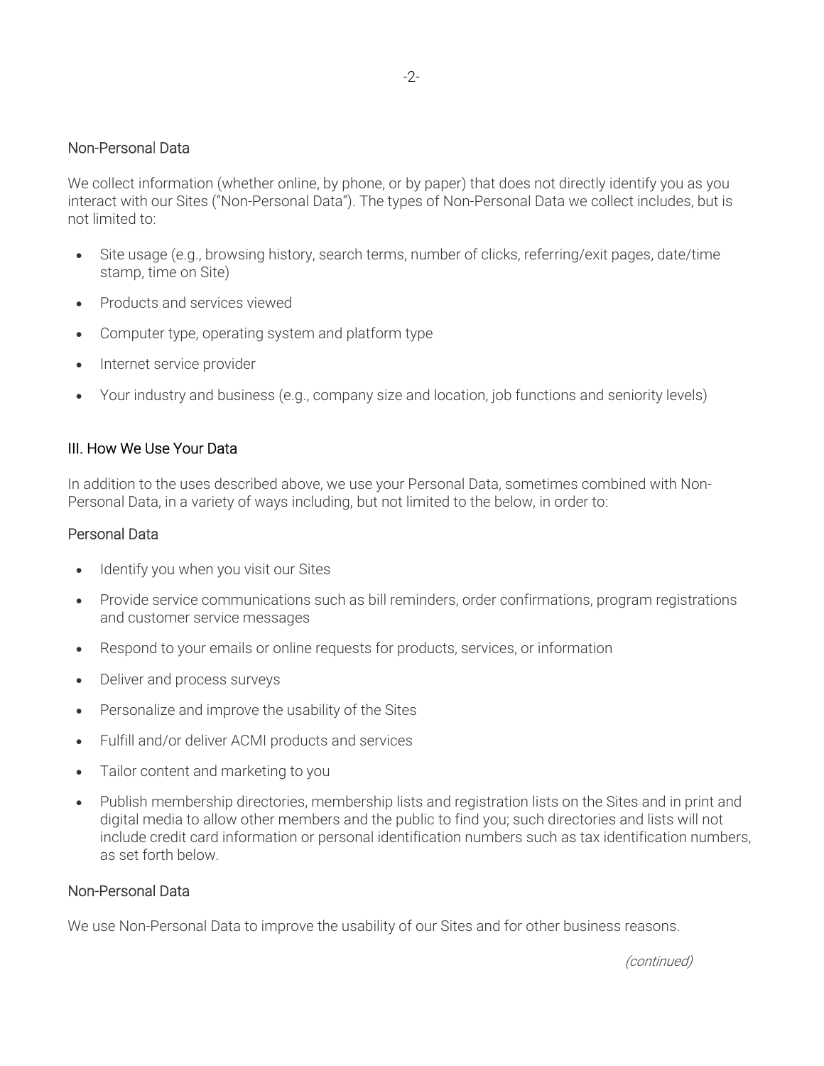### Non-Personal Data

We collect information (whether online, by phone, or by paper) that does not directly identify you as you interact with our Sites ("Non-Personal Data"). The types of Non-Personal Data we collect includes, but is not limited to:

- Site usage (e.g., browsing history, search terms, number of clicks, referring/exit pages, date/time stamp, time on Site)
- Products and services viewed
- Computer type, operating system and platform type
- Internet service provider
- Your industry and business (e.g., company size and location, job functions and seniority levels)

## III. How We Use Your Data

In addition to the uses described above, we use your Personal Data, sometimes combined with Non-Personal Data, in a variety of ways including, but not limited to the below, in order to:

### Personal Data

- Identify you when you visit our Sites
- Provide service communications such as bill reminders, order confirmations, program registrations and customer service messages
- Respond to your emails or online requests for products, services, or information
- Deliver and process surveys
- Personalize and improve the usability of the Sites
- Fulfill and/or deliver ACMI products and services
- Tailor content and marketing to you
- Publish membership directories, membership lists and registration lists on the Sites and in print and digital media to allow other members and the public to find you; such directories and lists will not include credit card information or personal identification numbers such as tax identification numbers, as set forth below.

### Non-Personal Data

We use Non-Personal Data to improve the usability of our Sites and for other business reasons.

*(continued)*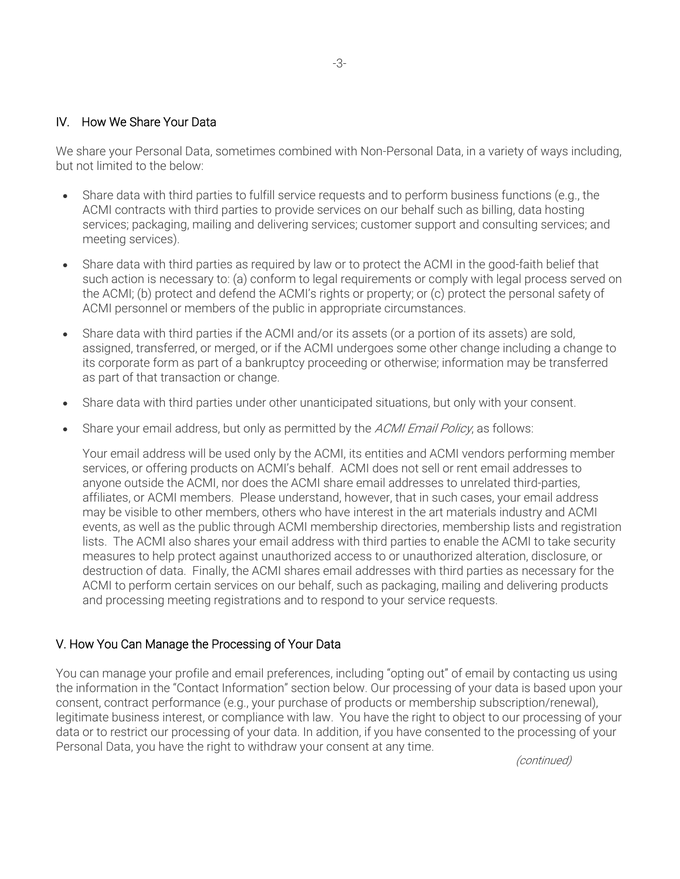## IV. How We Share Your Data

We share your Personal Data, sometimes combined with Non-Personal Data, in a variety of ways including, but not limited to the below:

- Share data with third parties to fulfill service requests and to perform business functions (e.g., the ACMI contracts with third parties to provide services on our behalf such as billing, data hosting services; packaging, mailing and delivering services; customer support and consulting services; and meeting services).
- Share data with third parties as required by law or to protect the ACMI in the good-faith belief that such action is necessary to: (a) conform to legal requirements or comply with legal process served on the ACMI; (b) protect and defend the ACMI's rights or property; or (c) protect the personal safety of ACMI personnel or members of the public in appropriate circumstances.
- Share data with third parties if the ACMI and/or its assets (or a portion of its assets) are sold, assigned, transferred, or merged, or if the ACMI undergoes some other change including a change to its corporate form as part of a bankruptcy proceeding or otherwise; information may be transferred as part of that transaction or change.
- Share data with third parties under other unanticipated situations, but only with your consent.
- Share your email address, but only as permitted by the *ACMI Email Policy*, as follows:

  Your email address will be used only by the ACMI, its entities and ACMI vendors performing member services, or offering products on ACMI's behalf. ACMI does not sell or rent email addresses to anyone outside the ACMI, nor does the ACMI share email addresses to unrelated third-parties, affiliates, or ACMI members. Please understand, however, that in such cases, your email address may be visible to other members, others who have interest in the art materials industry and ACMI events, as well as the public through ACMI membership directories, membership lists and registration lists. The ACMI also shares your email address with third parties to enable the ACMI to take security measures to help protect against unauthorized access to or unauthorized alteration, disclosure, or destruction of data. Finally, the ACMI shares email addresses with third parties as necessary for the ACMI to perform certain services on our behalf, such as packaging, mailing and delivering products and processing meeting registrations and to respond to your service requests.

## V. How You Can Manage the Processing of Your Data

You can manage your profile and email preferences, including "opting out" of email by contacting us using the information in the "Contact Information" section below. Our processing of your data is based upon your consent, contract performance (e.g., your purchase of products or membership subscription/renewal), legitimate business interest, or compliance with law. You have the right to object to our processing of your data or to restrict our processing of your data. In addition, if you have consented to the processing of your Personal Data, you have the right to withdraw your consent at any time.

*(continued)*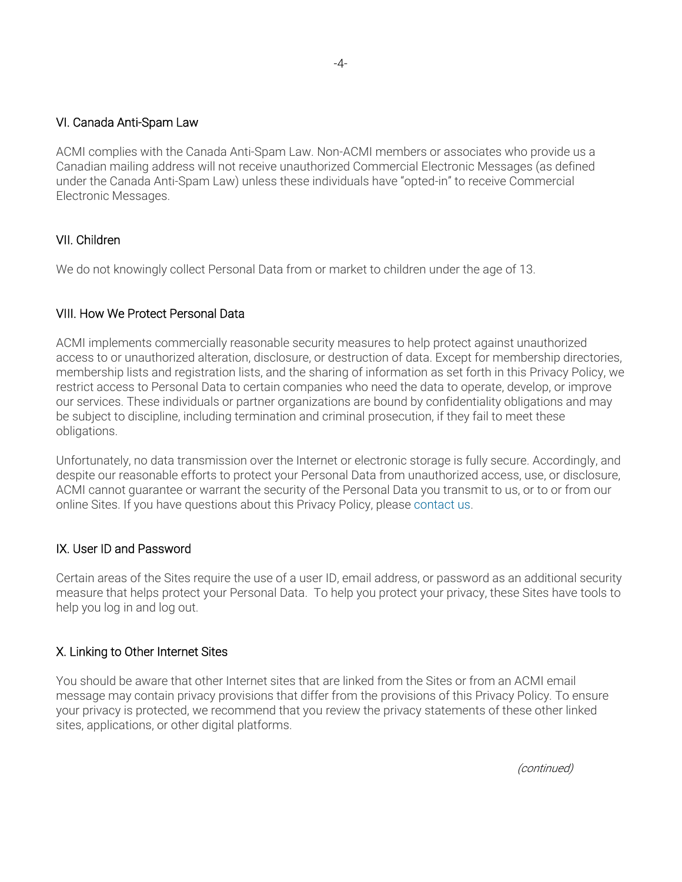## VI. Canada Anti-Spam Law

ACMI complies with the Canada Anti-Spam Law. Non-ACMI members or associates who provide us a Canadian mailing address will not receive unauthorized Commercial Electronic Messages (as defined under the Canada Anti-Spam Law) unless these individuals have "opted-in" to receive Commercial Electronic Messages.

## VII. Children

We do not knowingly collect Personal Data from or market to children under the age of 13.

## VIII. How We Protect Personal Data

ACMI implements commercially reasonable security measures to help protect against unauthorized access to or unauthorized alteration, disclosure, or destruction of data. Except for membership directories, membership lists and registration lists, and the sharing of information as set forth in this Privacy Policy, we restrict access to Personal Data to certain companies who need the data to operate, develop, or improve our services. These individuals or partner organizations are bound by confidentiality obligations and may be subject to discipline, including termination and criminal prosecution, if they fail to meet these obligations.

Unfortunately, no data transmission over the Internet or electronic storage is fully secure. Accordingly, and despite our reasonable efforts to protect your Personal Data from unauthorized access, use, or disclosure, ACMI cannot guarantee or warrant the security of the Personal Data you transmit to us, or to or from our online Sites. If you have questions about this Privacy Policy, please contact us.

## IX. User ID and Password

Certain areas of the Sites require the use of a user ID, email address, or password as an additional security measure that helps protect your Personal Data. To help you protect your privacy, these Sites have tools to help you log in and log out.

## X. Linking to Other Internet Sites

You should be aware that other Internet sites that are linked from the Sites or from an ACMI email message may contain privacy provisions that differ from the provisions of this Privacy Policy. To ensure your privacy is protected, we recommend that you review the privacy statements of these other linked sites, applications, or other digital platforms.

*(continued)*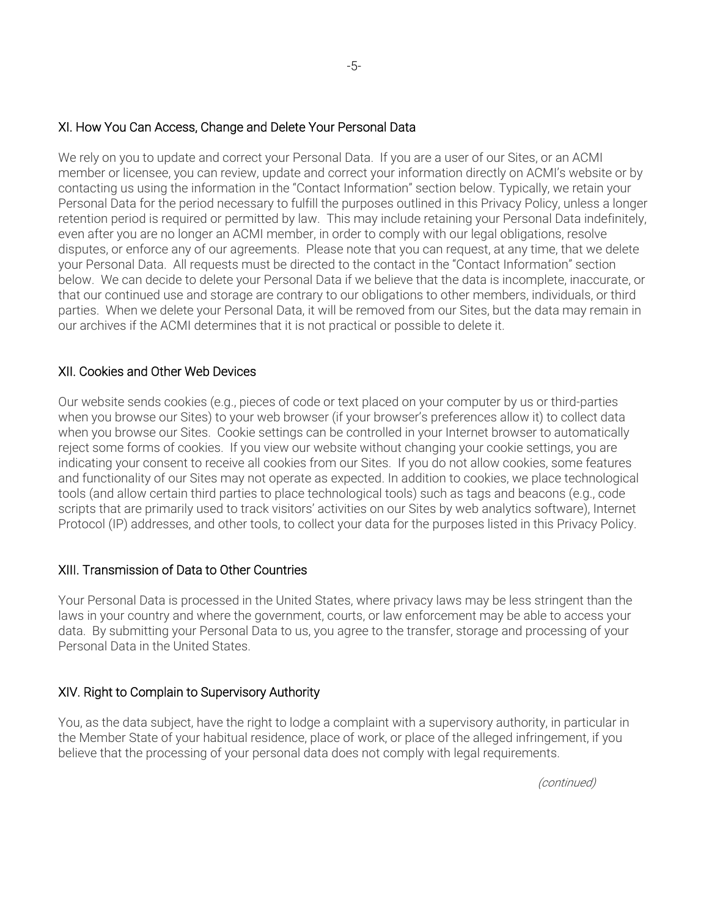## XI. How You Can Access, Change and Delete Your Personal Data

We rely on you to update and correct your Personal Data. If you are a user of our Sites, or an ACMI member or licensee, you can review, update and correct your information directly on ACMI's website or by contacting us using the information in the "Contact Information" section below. Typically, we retain your Personal Data for the period necessary to fulfill the purposes outlined in this Privacy Policy, unless a longer retention period is required or permitted by law. This may include retaining your Personal Data indefinitely, even after you are no longer an ACMI member, in order to comply with our legal obligations, resolve disputes, or enforce any of our agreements. Please note that you can request, at any time, that we delete your Personal Data. All requests must be directed to the contact in the "Contact Information" section below. We can decide to delete your Personal Data if we believe that the data is incomplete, inaccurate, or that our continued use and storage are contrary to our obligations to other members, individuals, or third parties. When we delete your Personal Data, it will be removed from our Sites, but the data may remain in our archives if the ACMI determines that it is not practical or possible to delete it.

## XII. Cookies and Other Web Devices

Our website sends cookies (e.g., pieces of code or text placed on your computer by us or third-parties when you browse our Sites) to your web browser (if your browser's preferences allow it) to collect data when you browse our Sites. Cookie settings can be controlled in your Internet browser to automatically reject some forms of cookies. If you view our website without changing your cookie settings, you are indicating your consent to receive all cookies from our Sites. If you do not allow cookies, some features and functionality of our Sites may not operate as expected. In addition to cookies, we place technological tools (and allow certain third parties to place technological tools) such as tags and beacons (e.g., code scripts that are primarily used to track visitors' activities on our Sites by web analytics software), Internet Protocol (IP) addresses, and other tools, to collect your data for the purposes listed in this Privacy Policy.

## XIII. Transmission of Data to Other Countries

Your Personal Data is processed in the United States, where privacy laws may be less stringent than the laws in your country and where the government, courts, or law enforcement may be able to access your data. By submitting your Personal Data to us, you agree to the transfer, storage and processing of your Personal Data in the United States.

## XIV. Right to Complain to Supervisory Authority

You, as the data subject, have the right to lodge a complaint with a supervisory authority, in particular in the Member State of your habitual residence, place of work, or place of the alleged infringement, if you believe that the processing of your personal data does not comply with legal requirements.

*(continued)*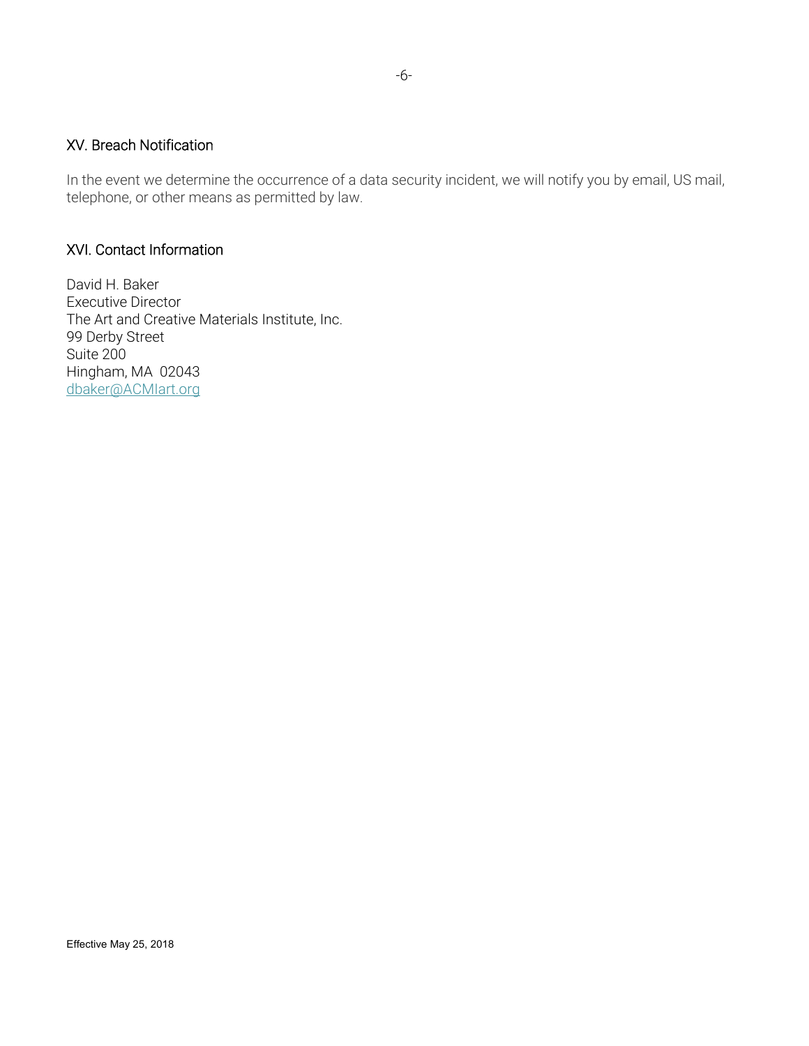## XV. Breach Notification

In the event we determine the occurrence of a data security incident, we will notify you by email, US mail, telephone, or other means as permitted by law.

## XVI. Contact Information

David H. Baker  
Executive Director  
The Art and Creative Materials Institute, Inc.  
99 Derby Street  
Suite 200  
Hingham, MA 02043  
dbaker@ACMIart.org

Effective May 25, 2018